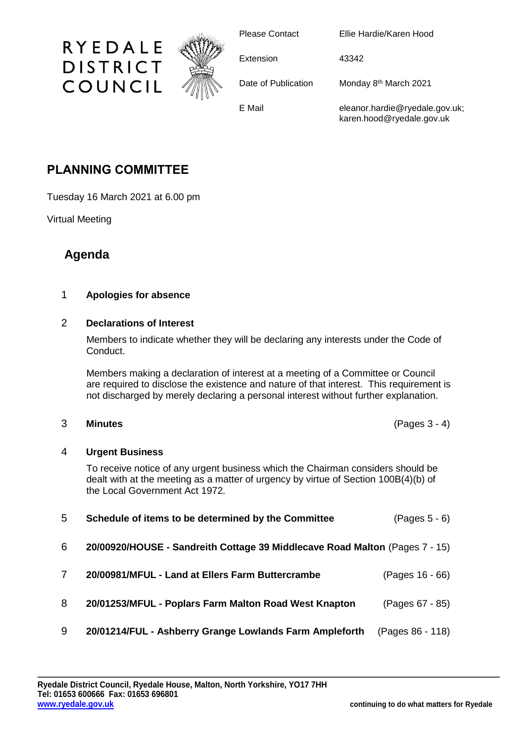RYEDALE DISTRICT COUNCIL

| | |
|---|---|
| Please Contact | Ellie Hardie/Karen Hood |
| Extension | 43342 |
| Date of Publication | Monday 8th March 2021 |
| E Mail | eleanor.hardie@ryedale.gov.uk; karen.hood@ryedale.gov.uk |

# PLANNING COMMITTEE

Tuesday 16 March 2021 at 6.00 pm

Virtual Meeting

## Agenda

1 **Apologies for absence**

2 **Declarations of Interest**

Members to indicate whether they will be declaring any interests under the Code of Conduct.

Members making a declaration of interest at a meeting of a Committee or Council are required to disclose the existence and nature of that interest. This requirement is not discharged by merely declaring a personal interest without further explanation.

3 **Minutes** (Pages 3 - 4)

4 **Urgent Business**

To receive notice of any urgent business which the Chairman considers should be dealt with at the meeting as a matter of urgency by virtue of Section 100B(4)(b) of the Local Government Act 1972.

5 **Schedule of items to be determined by the Committee** (Pages 5 - 6)

6 **20/00920/HOUSE - Sandreith Cottage 39 Middlecave Road Malton** (Pages 7 - 15)

7 **20/00981/MFUL - Land at Ellers Farm Buttercrambe** (Pages 16 - 66)

8 **20/01253/MFUL - Poplars Farm Malton Road West Knapton** (Pages 67 - 85)

9 **20/01214/FUL - Ashberry Grange Lowlands Farm Ampleforth** (Pages 86 - 118)

**Ryedale District Council, Ryedale House, Malton, North Yorkshire, YO17 7HH**
**Tel: 01653 600666 Fax: 01653 696801**
**www.ryedale.gov.uk**

**continuing to do what matters for Ryedale**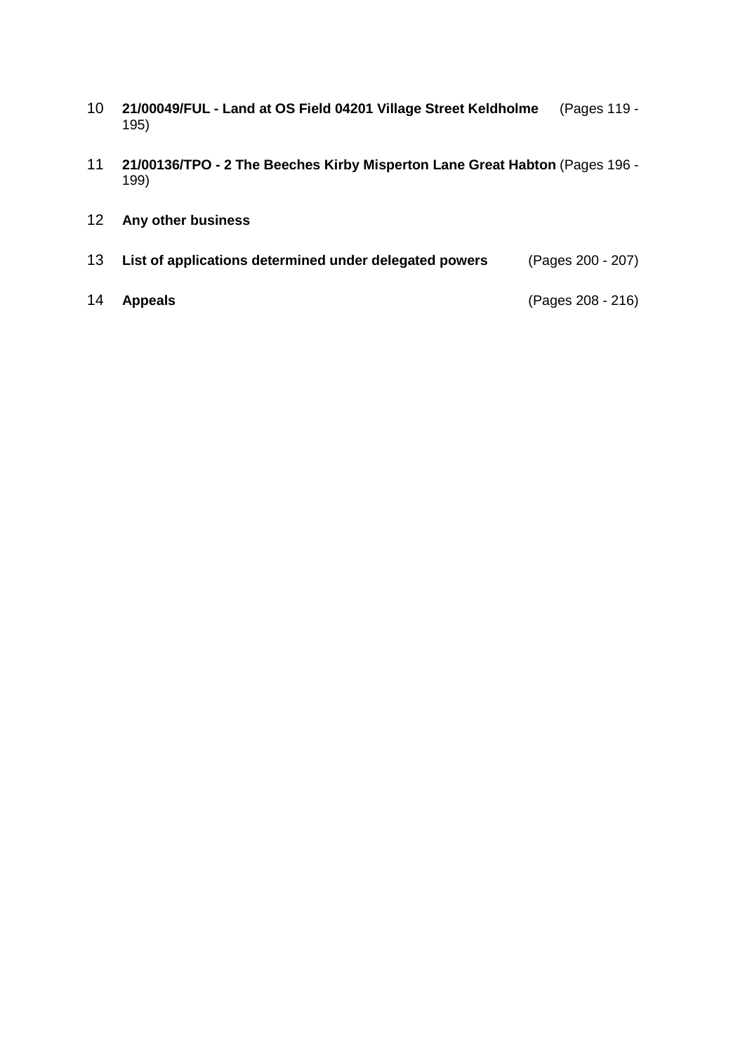10 **21/00049/FUL - Land at OS Field 04201 Village Street Keldholme** (Pages 119 - 195)

11 **21/00136/TPO - 2 The Beeches Kirby Misperton Lane Great Habton** (Pages 196 - 199)

12 **Any other business**

13 **List of applications determined under delegated powers** (Pages 200 - 207)

14 **Appeals** (Pages 208 - 216)